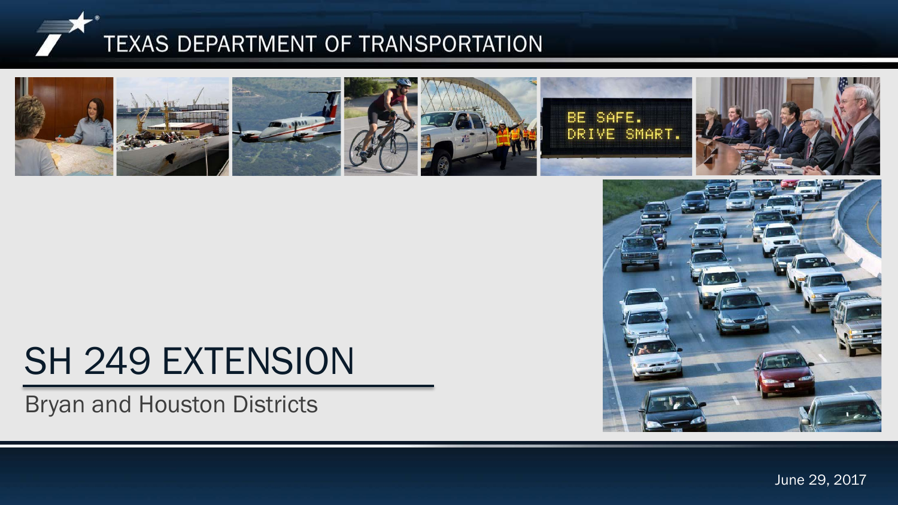TEXAS DEPARTMENT OF TRANSPORTATION

# SH 249 EXTENSION

Bryan and Houston Districts

June 29, 2017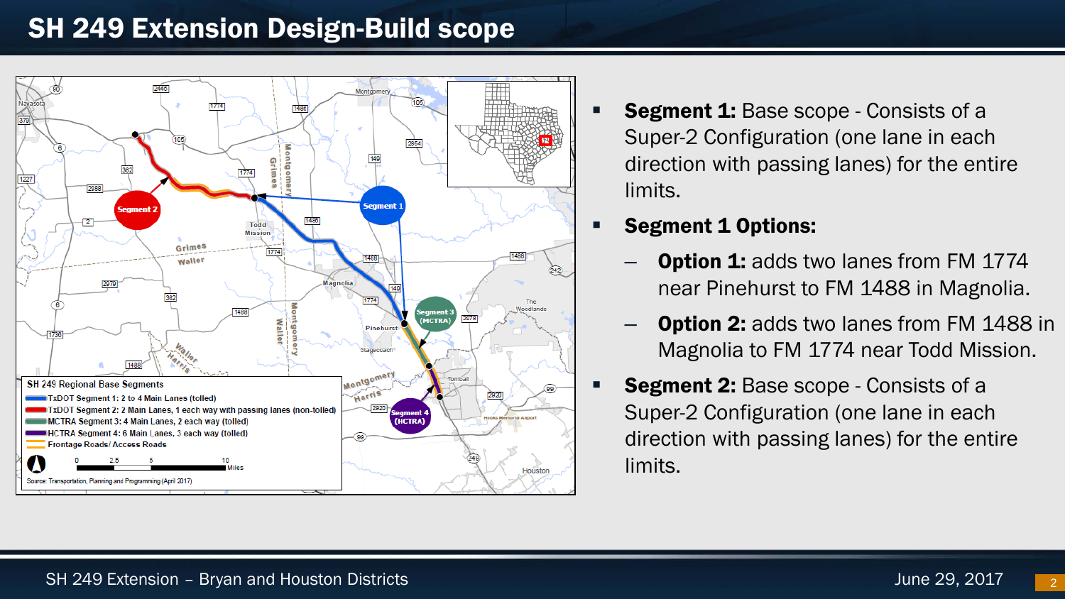# SH 249 Extension Design-Build scope

- **Segment 1:** Base scope - Consists of a Super-2 Configuration (one lane in each direction with passing lanes) for the entire limits.
- **Segment 1 Options:**
  - **Option 1:** adds two lanes from FM 1774 near Pinehurst to FM 1488 in Magnolia.
  - **Option 2:** adds two lanes from FM 1488 in Magnolia to FM 1774 near Todd Mission.
- **Segment 2:** Base scope - Consists of a Super-2 Configuration (one lane in each direction with passing lanes) for the entire limits.

SH 249 Regional Base Segments

- TxDOT Segment 1: 2 to 4 Main Lanes (tolled)
- TxDOT Segment 2: 2 Main Lanes, 1 each way with passing lanes (non-tolled)
- MCTRA Segment 3: 4 Main Lanes, 2 each way (tolled)
- HCTRA Segment 4: 6 Main Lanes, 3 each way (tolled)
- Frontage Roads/ Access Roads

Source: Transportation, Planning and Programming (April 2017)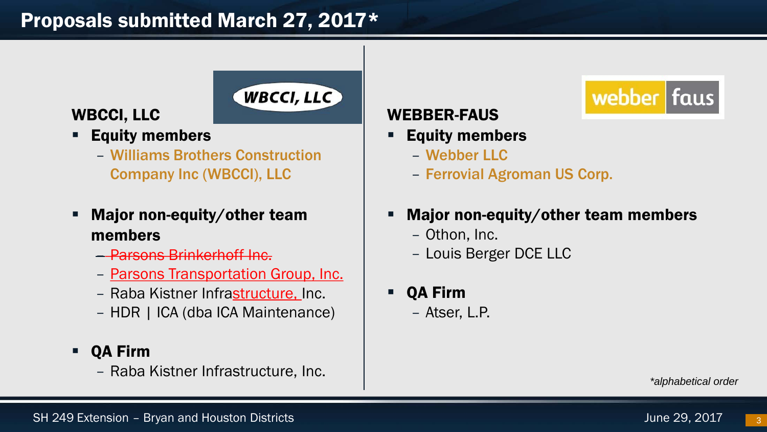# Proposals submitted March 27, 2017*

## WBCCI, LLC

- **Equity members**
  - Williams Brothers Construction Company Inc (WBCCI), LLC
- **Major non-equity/other team members**
  - ~~Parsons Brinkerhoff Inc.~~
  - Parsons Transportation Group, Inc.
  - Raba Kistner Infrastructure, Inc.
  - HDR | ICA (dba ICA Maintenance)
- **QA Firm**
  - Raba Kistner Infrastructure, Inc.

## WEBBER-FAUS

- **Equity members**
  - Webber LLC
  - Ferrovial Agroman US Corp.
- **Major non-equity/other team members**
  - Othon, Inc.
  - Louis Berger DCE LLC
- **QA Firm**
  - Atser, L.P.

*\*alphabetical order*

SH 249 Extension – Bryan and Houston Districts

June 29, 2017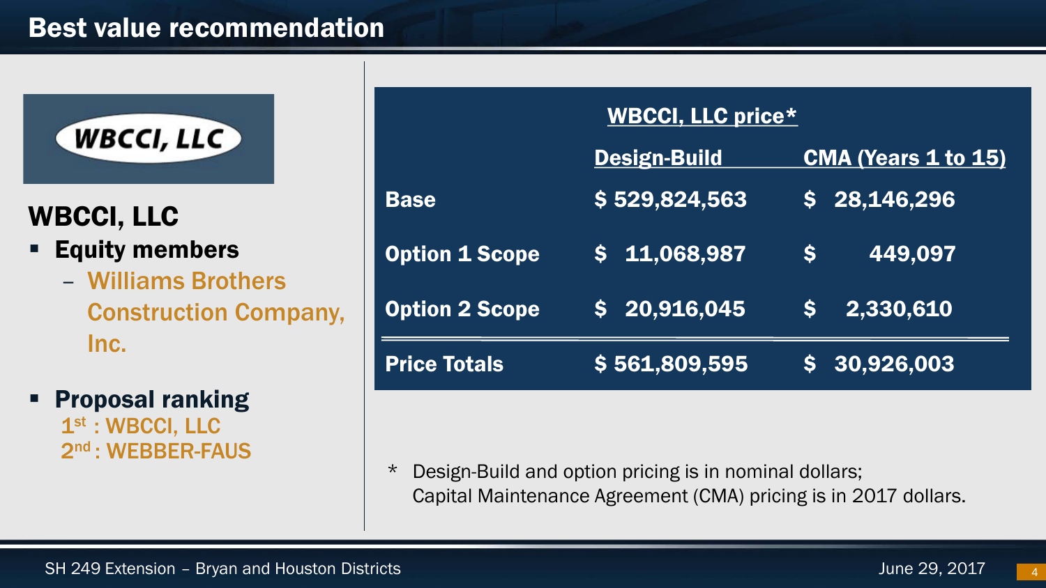# Best value recommendation

WBCCI, LLC

## WBCCI, LLC

- **Equity members**
  - Williams Brothers Construction Company, Inc.
- **Proposal ranking**
  1st : WBCCI, LLC
  2nd : WEBBER-FAUS

| | WBCCI, LLC price* | |
|---|---|---|
| | **Design-Build** | **CMA (Years 1 to 15)** |
| **Base** | $ 529,824,563 | $ 28,146,296 |
| **Option 1 Scope** | $ 11,068,987 | $ 449,097 |
| **Option 2 Scope** | $ 20,916,045 | $ 2,330,610 |
| **Price Totals** | $ 561,809,595 | $ 30,926,003 |

* Design-Build and option pricing is in nominal dollars;
  Capital Maintenance Agreement (CMA) pricing is in 2017 dollars.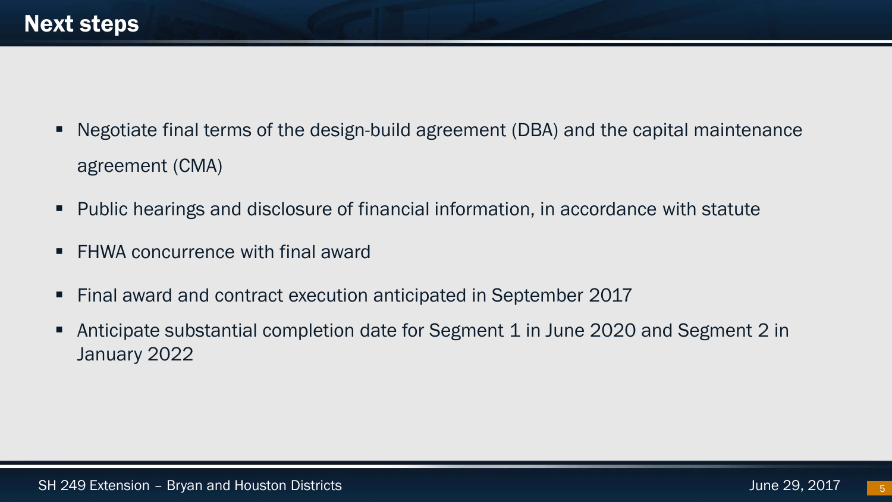# Next steps

- Negotiate final terms of the design-build agreement (DBA) and the capital maintenance agreement (CMA)
- Public hearings and disclosure of financial information, in accordance with statute
- FHWA concurrence with final award
- Final award and contract execution anticipated in September 2017
- Anticipate substantial completion date for Segment 1 in June 2020 and Segment 2 in January 2022